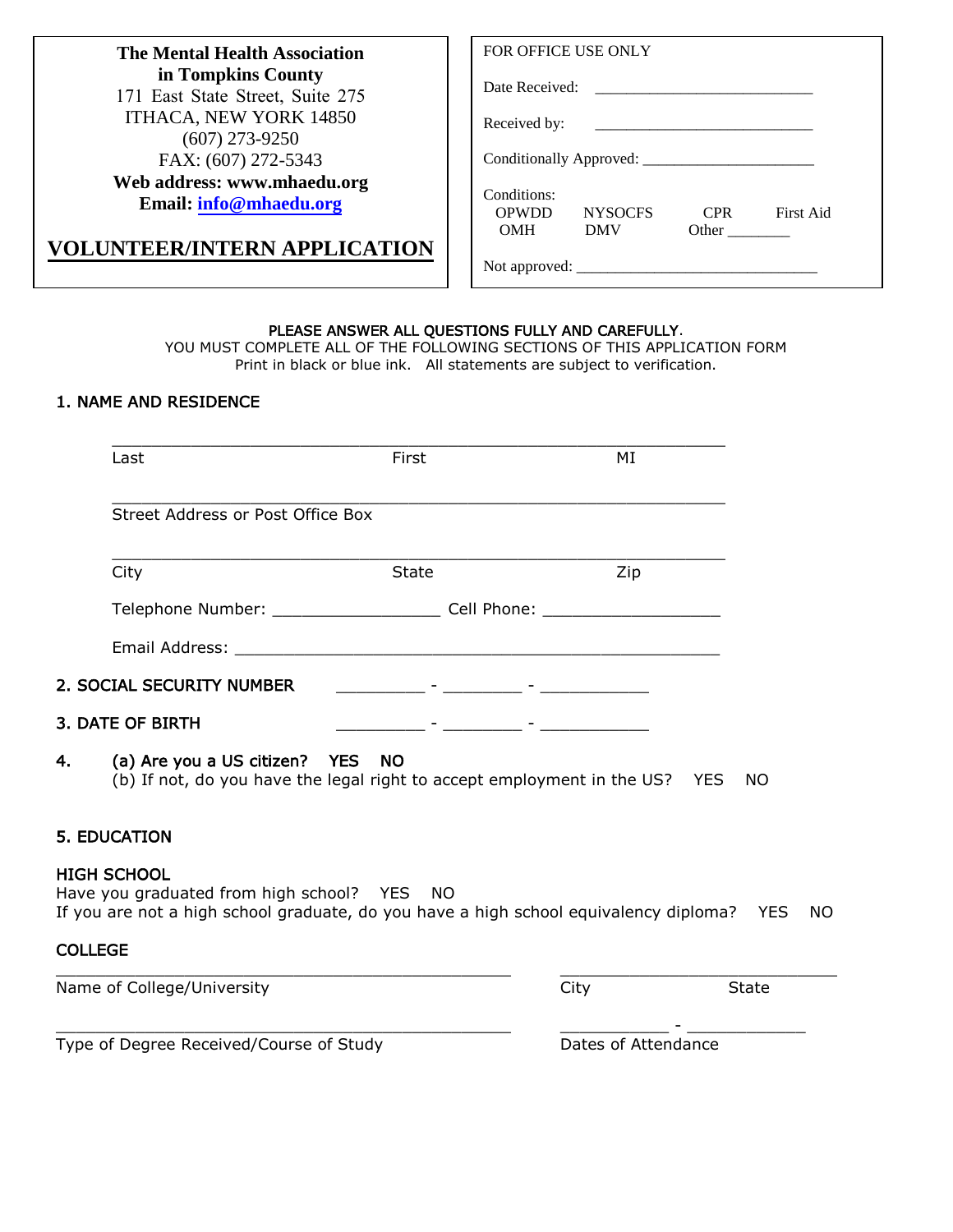**The Mental Health Association in Tompkins County**
171 East State Street, Suite 275
ITHACA, NEW YORK 14850
(607) 273-9250
FAX: (607) 272-5343
**Web address: www.mhaedu.org**
**Email: info@mhaedu.org**

# VOLUNTEER/INTERN APPLICATION

FOR OFFICE USE ONLY

Date Received: ____________________________

Received by: ____________________________

Conditionally Approved: ______________________

Conditions:
OPWDD NYSOCFS CPR First Aid
OMH DMV Other ________

Not approved: _______________________________

PLEASE ANSWER ALL QUESTIONS FULLY AND CAREFULLY.
YOU MUST COMPLETE ALL OF THE FOLLOWING SECTIONS OF THIS APPLICATION FORM
Print in black or blue ink. All statements are subject to verification.

## 1. NAME AND RESIDENCE

_______________________________________________________________
Last First MI

_______________________________________________________________
Street Address or Post Office Box

_______________________________________________________________
City State Zip

Telephone Number: _________________ Cell Phone: __________________

Email Address: __________________________________________________

## 2. SOCIAL SECURITY NUMBER _________ - ________ - ___________

## 3. DATE OF BIRTH _________ - ________ - ___________

## 4.
(a) Are you a US citizen? YES NO
(b) If not, do you have the legal right to accept employment in the US? YES NO

## 5. EDUCATION

### HIGH SCHOOL

Have you graduated from high school? YES NO
If you are not a high school graduate, do you have a high school equivalency diploma? YES NO

### COLLEGE

_______________________________________________ _____________________________
Name of College/University City State

_______________________________________________ ___________ - ____________
Type of Degree Received/Course of Study Dates of Attendance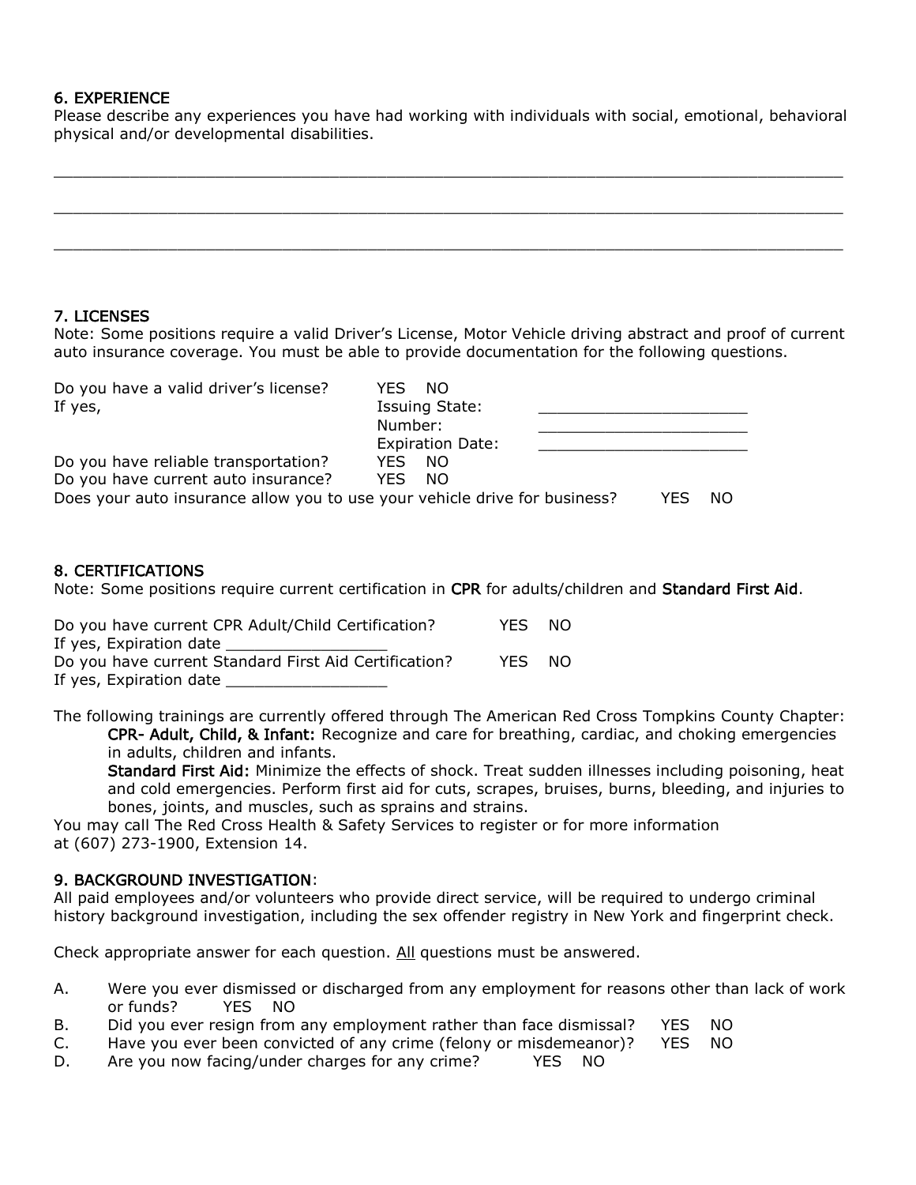## 6. EXPERIENCE

Please describe any experiences you have had working with individuals with social, emotional, behavioral physical and/or developmental disabilities.

_______________________________________________________________________________

_______________________________________________________________________________

_______________________________________________________________________________

## 7. LICENSES

Note: Some positions require a valid Driver's License, Motor Vehicle driving abstract and proof of current auto insurance coverage. You must be able to provide documentation for the following questions.

Do you have a valid driver's license? YES NO

If yes,
- Issuing State: ______________________
- Number: ______________________
- Expiration Date: ______________________

Do you have reliable transportation? YES NO

Do you have current auto insurance? YES NO

Does your auto insurance allow you to use your vehicle drive for business? YES NO

## 8. CERTIFICATIONS

Note: Some positions require current certification in **CPR** for adults/children and **Standard First Aid**.

Do you have current CPR Adult/Child Certification? YES NO

If yes, Expiration date _________________

Do you have current Standard First Aid Certification? YES NO

If yes, Expiration date _________________

The following trainings are currently offered through The American Red Cross Tompkins County Chapter:

**CPR- Adult, Child, & Infant:** Recognize and care for breathing, cardiac, and choking emergencies in adults, children and infants.

**Standard First Aid:** Minimize the effects of shock. Treat sudden illnesses including poisoning, heat and cold emergencies. Perform first aid for cuts, scrapes, bruises, burns, bleeding, and injuries to bones, joints, and muscles, such as sprains and strains.

You may call The Red Cross Health & Safety Services to register or for more information at (607) 273-1900, Extension 14.

## 9. BACKGROUND INVESTIGATION:

All paid employees and/or volunteers who provide direct service, will be required to undergo criminal history background investigation, including the sex offender registry in New York and fingerprint check.

Check appropriate answer for each question. All questions must be answered.

A. Were you ever dismissed or discharged from any employment for reasons other than lack of work or funds? YES NO

B. Did you ever resign from any employment rather than face dismissal? YES NO

C. Have you ever been convicted of any crime (felony or misdemeanor)? YES NO

D. Are you now facing/under charges for any crime? YES NO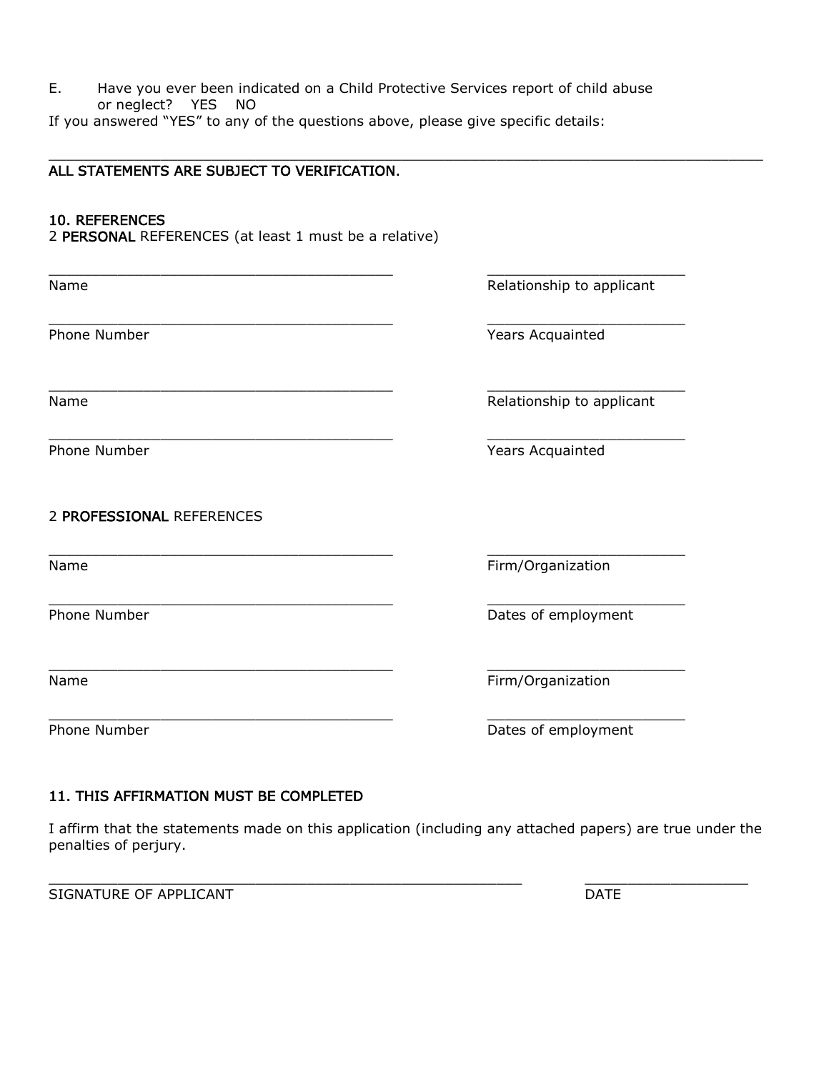E. Have you ever been indicated on a Child Protective Services report of child abuse or neglect? YES NO

If you answered "YES" to any of the questions above, please give specific details:

______________________________________________________________________________

ALL STATEMENTS ARE SUBJECT TO VERIFICATION.

## 10. REFERENCES

2 PERSONAL REFERENCES (at least 1 must be a relative)

| | |
|---|---|
| ________________________________________ | ________________________ |
| Name | Relationship to applicant |
| ________________________________________ | ________________________ |
| Phone Number | Years Acquainted |
| ________________________________________ | ________________________ |
| Name | Relationship to applicant |
| ________________________________________ | ________________________ |
| Phone Number | Years Acquainted |

2 PROFESSIONAL REFERENCES

| | |
|---|---|
| ________________________________________ | ________________________ |
| Name | Firm/Organization |
| ________________________________________ | ________________________ |
| Phone Number | Dates of employment |
| ________________________________________ | ________________________ |
| Name | Firm/Organization |
| ________________________________________ | ________________________ |
| Phone Number | Dates of employment |

## 11. THIS AFFIRMATION MUST BE COMPLETED

I affirm that the statements made on this application (including any attached papers) are true under the penalties of perjury.

| | |
|---|---|
| ________________________________________________________ | ____________________ |
| SIGNATURE OF APPLICANT | DATE |